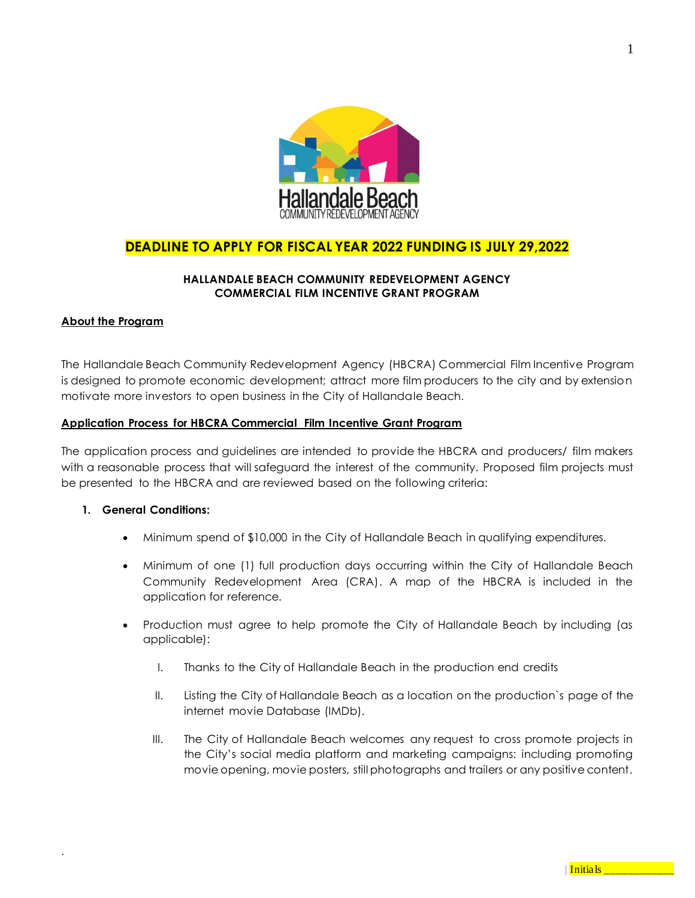**DEADLINE TO APPLY FOR FISCAL YEAR 2022 FUNDING IS JULY 29,2022**

**HALLANDALE BEACH COMMUNITY REDEVELOPMENT AGENCY**
**COMMERCIAL FILM INCENTIVE GRANT PROGRAM**

**About the Program**

The Hallandale Beach Community Redevelopment Agency (HBCRA) Commercial Film Incentive Program is designed to promote economic development; attract more film producers to the city and by extension motivate more investors to open business in the City of Hallandale Beach.

**Application Process for HBCRA Commercial Film Incentive Grant Program**

The application process and guidelines are intended to provide the HBCRA and producers/ film makers with a reasonable process that will safeguard the interest of the community. Proposed film projects must be presented to the HBCRA and are reviewed based on the following criteria:

1. **General Conditions:**

   - Minimum spend of $10,000 in the City of Hallandale Beach in qualifying expenditures.
   - Minimum of one (1) full production days occurring within the City of Hallandale Beach Community Redevelopment Area (CRA). A map of the HBCRA is included in the application for reference.
   - Production must agree to help promote the City of Hallandale Beach by including (as applicable):

     I. Thanks to the City of Hallandale Beach in the production end credits

     II. Listing the City of Hallandale Beach as a location on the production`s page of the internet movie Database (IMDb).

     III. The City of Hallandale Beach welcomes any request to cross promote projects in the City's social media platform and marketing campaigns: including promoting movie opening, movie posters, still photographs and trailers or any positive content.

Initials ____________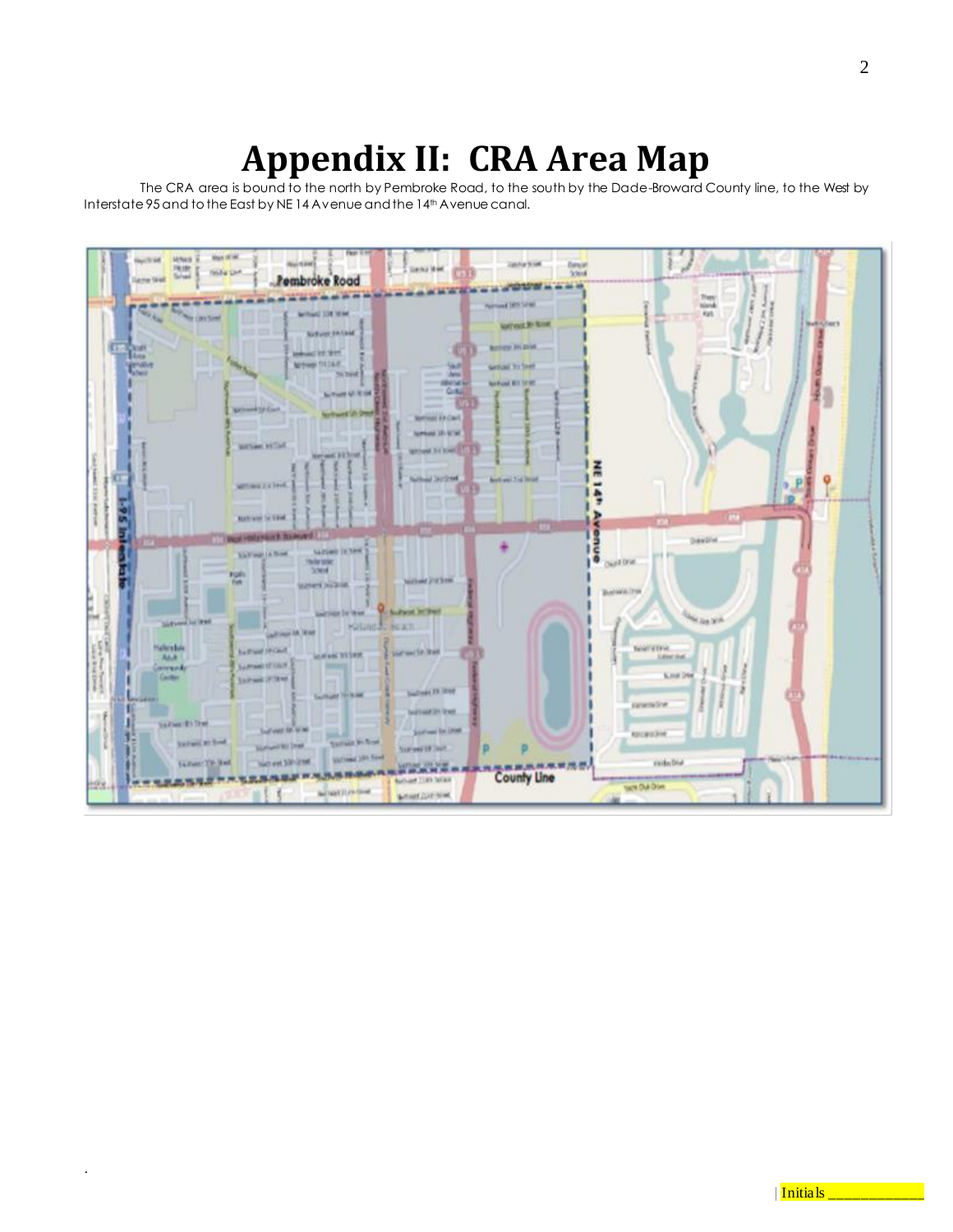# Appendix II: CRA Area Map

The CRA area is bound to the north by Pembroke Road, to the south by the Dade-Broward County line, to the West by Interstate 95 and to the East by NE 14 Avenue and the 14th Avenue canal.

| Initials ____________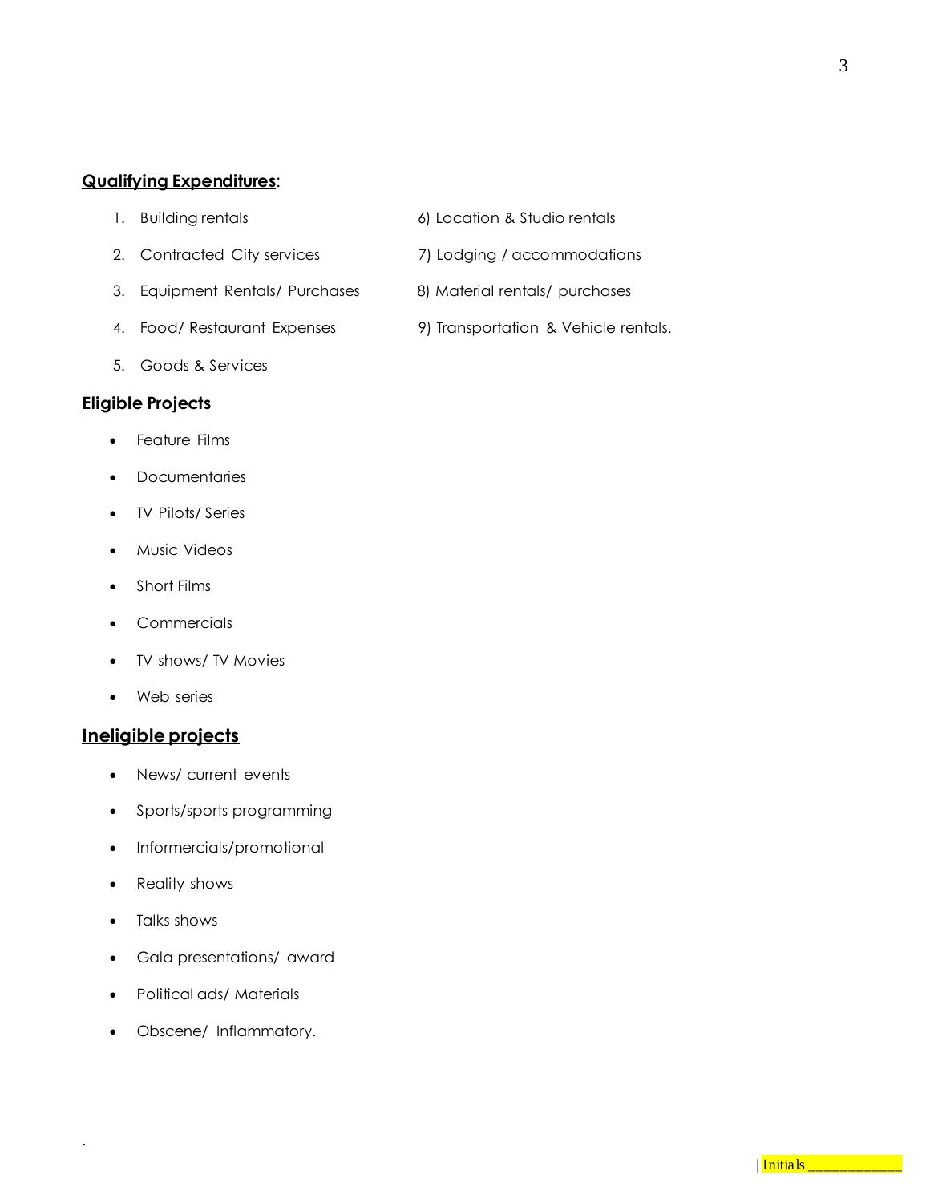**Qualifying Expenditures**:

1. Building rentals
2. Contracted City services
3. Equipment Rentals/ Purchases
4. Food/ Restaurant Expenses
5. Goods & Services
6. Location & Studio rentals
7. Lodging / accommodations
8. Material rentals/ purchases
9. Transportation & Vehicle rentals.

## Eligible Projects

- Feature Films
- Documentaries
- TV Pilots/ Series
- Music Videos
- Short Films
- Commercials
- TV shows/ TV Movies
- Web series

## Ineligible projects

- News/ current events
- Sports/sports programming
- Informercials/promotional
- Reality shows
- Talks shows
- Gala presentations/ award
- Political ads/ Materials
- Obscene/ Inflammatory.

Initials ___________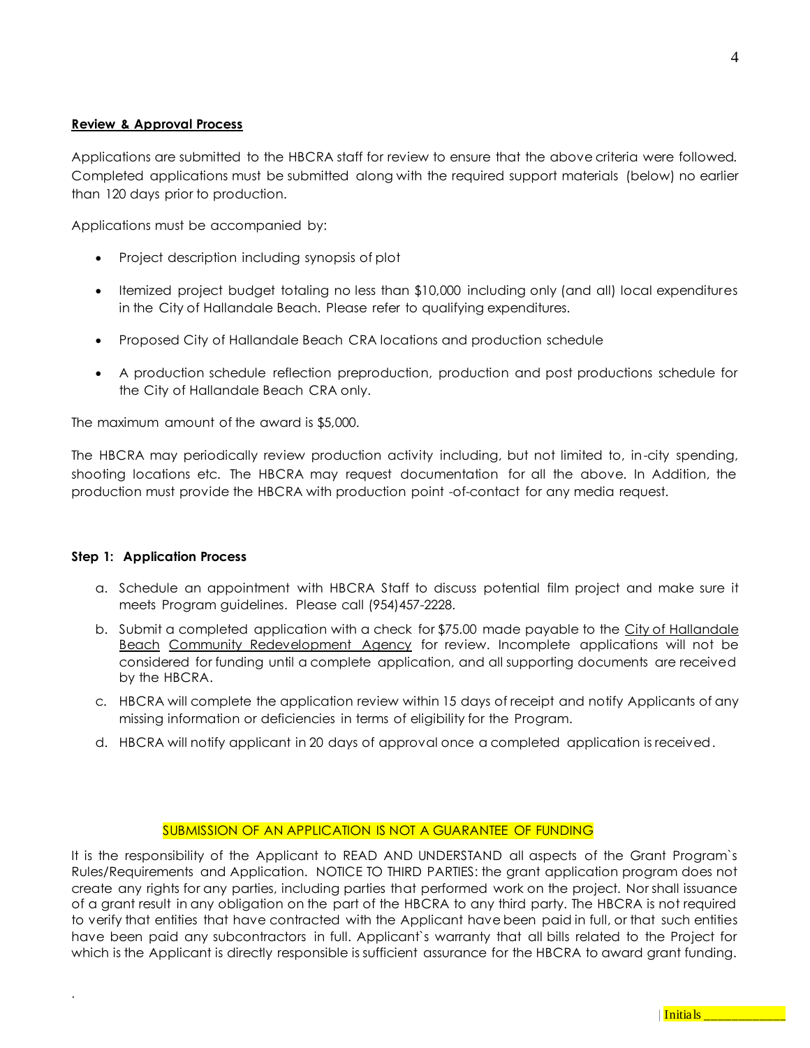## Review & Approval Process

Applications are submitted to the HBCRA staff for review to ensure that the above criteria were followed. Completed applications must be submitted along with the required support materials (below) no earlier than 120 days prior to production.

Applications must be accompanied by:

- Project description including synopsis of plot
- Itemized project budget totaling no less than $10,000 including only (and all) local expenditures in the City of Hallandale Beach. Please refer to qualifying expenditures.
- Proposed City of Hallandale Beach CRA locations and production schedule
- A production schedule reflection preproduction, production and post productions schedule for the City of Hallandale Beach CRA only.

The maximum amount of the award is $5,000.

The HBCRA may periodically review production activity including, but not limited to, in-city spending, shooting locations etc. The HBCRA may request documentation for all the above. In Addition, the production must provide the HBCRA with production point -of-contact for any media request.

### Step 1: Application Process

a. Schedule an appointment with HBCRA Staff to discuss potential film project and make sure it meets Program guidelines. Please call (954)457-2228.

b. Submit a completed application with a check for $75.00 made payable to the City of Hallandale Beach Community Redevelopment Agency for review. Incomplete applications will not be considered for funding until a complete application, and all supporting documents are received by the HBCRA.

c. HBCRA will complete the application review within 15 days of receipt and notify Applicants of any missing information or deficiencies in terms of eligibility for the Program.

d. HBCRA will notify applicant in 20 days of approval once a completed application is received.

SUBMISSION OF AN APPLICATION IS NOT A GUARANTEE OF FUNDING

It is the responsibility of the Applicant to READ AND UNDERSTAND all aspects of the Grant Program`s Rules/Requirements and Application. NOTICE TO THIRD PARTIES: the grant application program does not create any rights for any parties, including parties that performed work on the project. Nor shall issuance of a grant result in any obligation on the part of the HBCRA to any third party. The HBCRA is not required to verify that entities that have contracted with the Applicant have been paid in full, or that such entities have been paid any subcontractors in full. Applicant`s warranty that all bills related to the Project for which is the Applicant is directly responsible is sufficient assurance for the HBCRA to award grant funding.

Initials ____________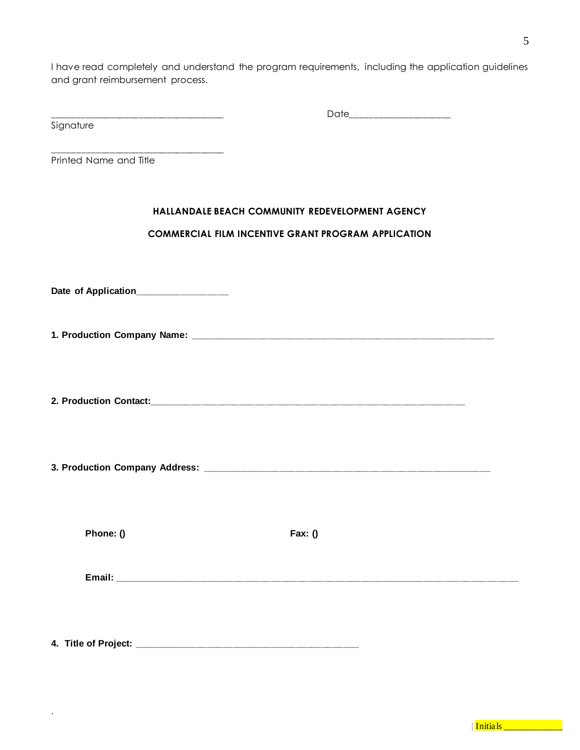I have read completely and understand the program requirements, including the application guidelines and grant reimbursement process.

___________________________________ Date____________________

Signature

___________________________________

Printed Name and Title

## HALLANDALE BEACH COMMUNITY REDEVELOPMENT AGENCY

## COMMERCIAL FILM INCENTIVE GRANT PROGRAM APPLICATION

**Date of Application**__________________

**1. Production Company Name:** ______________________________________________________________

**2. Production Contact:**_________________________________________________________________

**3. Production Company Address:** __________________________________________________________

**Phone: ()** **Fax: ()**

**Email:** _______________________________________________________________________________

**4. Title of Project:** _____________________________________________

.

Initials ____________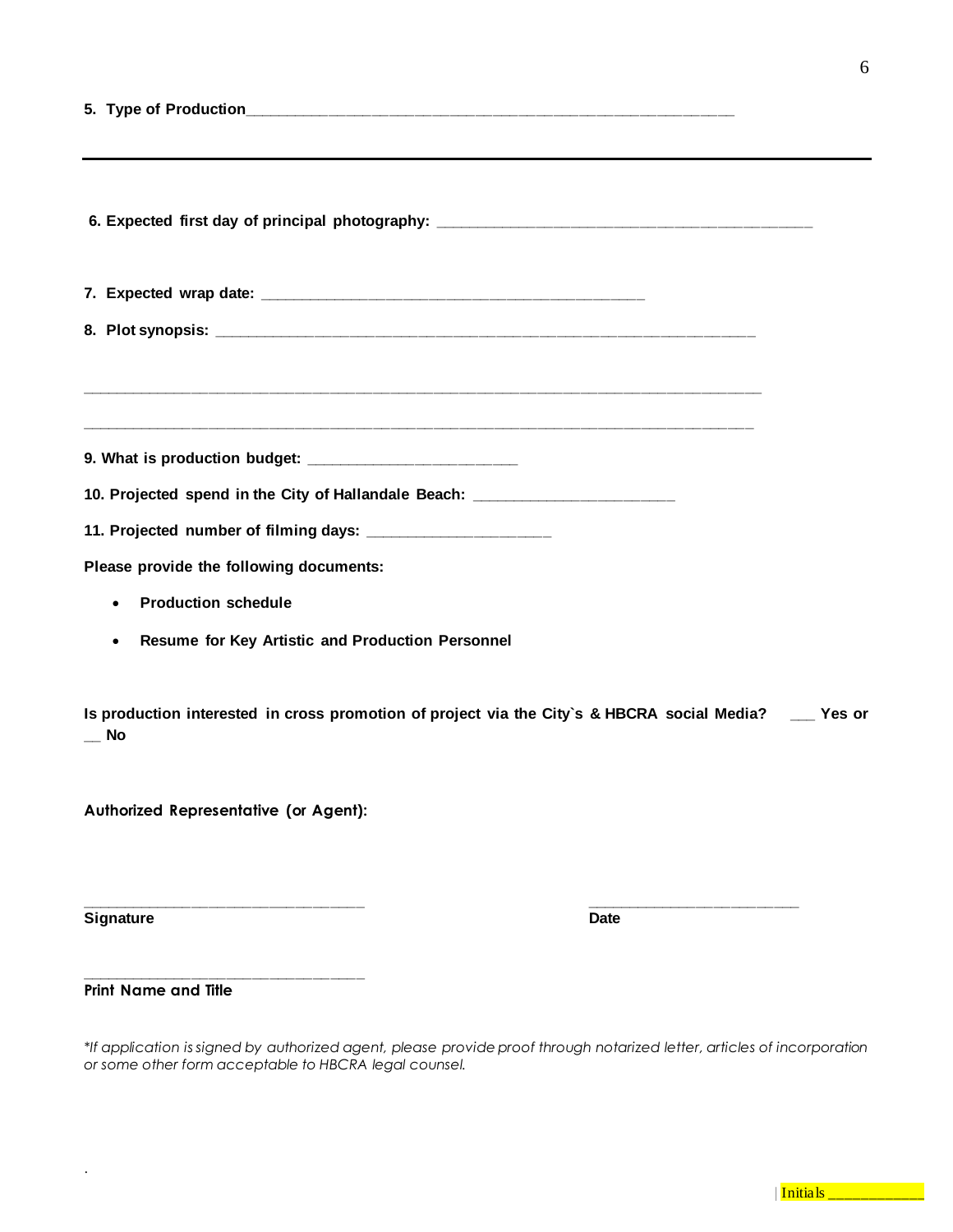**5. Type of Production**______________________________________________________________

---

**6. Expected first day of principal photography:** ______________________________________________

**7. Expected wrap date:** ________________________________________________

**8. Plot synopsis:** ______________________________________________________________________

_____________________________________________________________________________________

_____________________________________________________________________________________

**9. What is production budget:** __________________________

**10. Projected spend in the City of Hallandale Beach:** _________________________

**11. Projected number of filming days:** ______________________

**Please provide the following documents:**

- **Production schedule**
- **Resume for Key Artistic and Production Personnel**

**Is production interested in cross promotion of project via the City`s & HBCRA social Media? ___ Yes or __ No**

**Authorized Representative (or Agent):**

____________________________________ ___________________________

**Signature** **Date**

____________________________________

**Print Name and Title**

*\*If application is signed by authorized agent, please provide proof through notarized letter, articles of incorporation or some other form acceptable to HBCRA legal counsel.*

Initials ____________